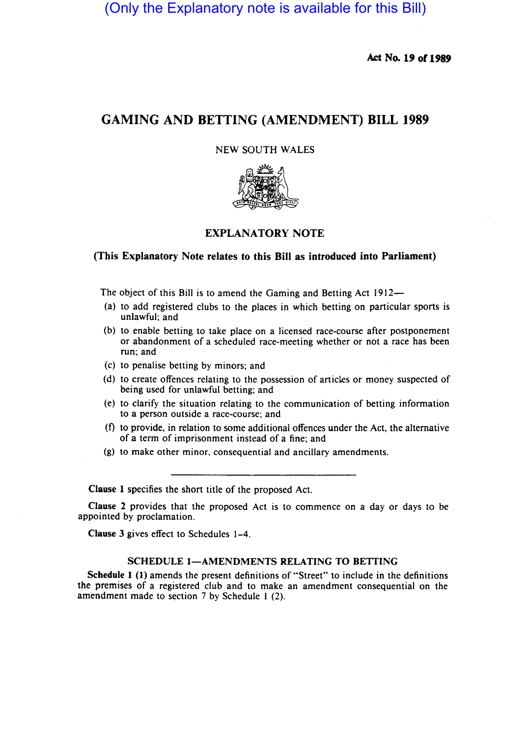(Only the Explanatory note is available for this Bill)

**Act No. 19 of 1989**

# GAMING AND BETTING (AMENDMENT) BILL 1989

NEW SOUTH WALES

## EXPLANATORY NOTE

**(This Explanatory Note relates to this Bill as introduced into Parliament)**

The object of this Bill is to amend the Gaming and Betting Act 1912—

(a) to add registered clubs to the places in which betting on particular sports is unlawful; and

(b) to enable betting to take place on a licensed race-course after postponement or abandonment of a scheduled race-meeting whether or not a race has been run; and

(c) to penalise betting by minors; and

(d) to create offences relating to the possession of articles or money suspected of being used for unlawful betting; and

(e) to clarify the situation relating to the communication of betting information to a person outside a race-course; and

(f) to provide, in relation to some additional offences under the Act, the alternative of a term of imprisonment instead of a fine; and

(g) to make other minor, consequential and ancillary amendments.

---

**Clause 1** specifies the short title of the proposed Act.

**Clause 2** provides that the proposed Act is to commence on a day or days to be appointed by proclamation.

**Clause 3** gives effect to Schedules 1–4.

### SCHEDULE 1—AMENDMENTS RELATING TO BETTING

**Schedule 1 (1)** amends the present definitions of "Street" to include in the definitions the premises of a registered club and to make an amendment consequential on the amendment made to section 7 by Schedule 1 (2).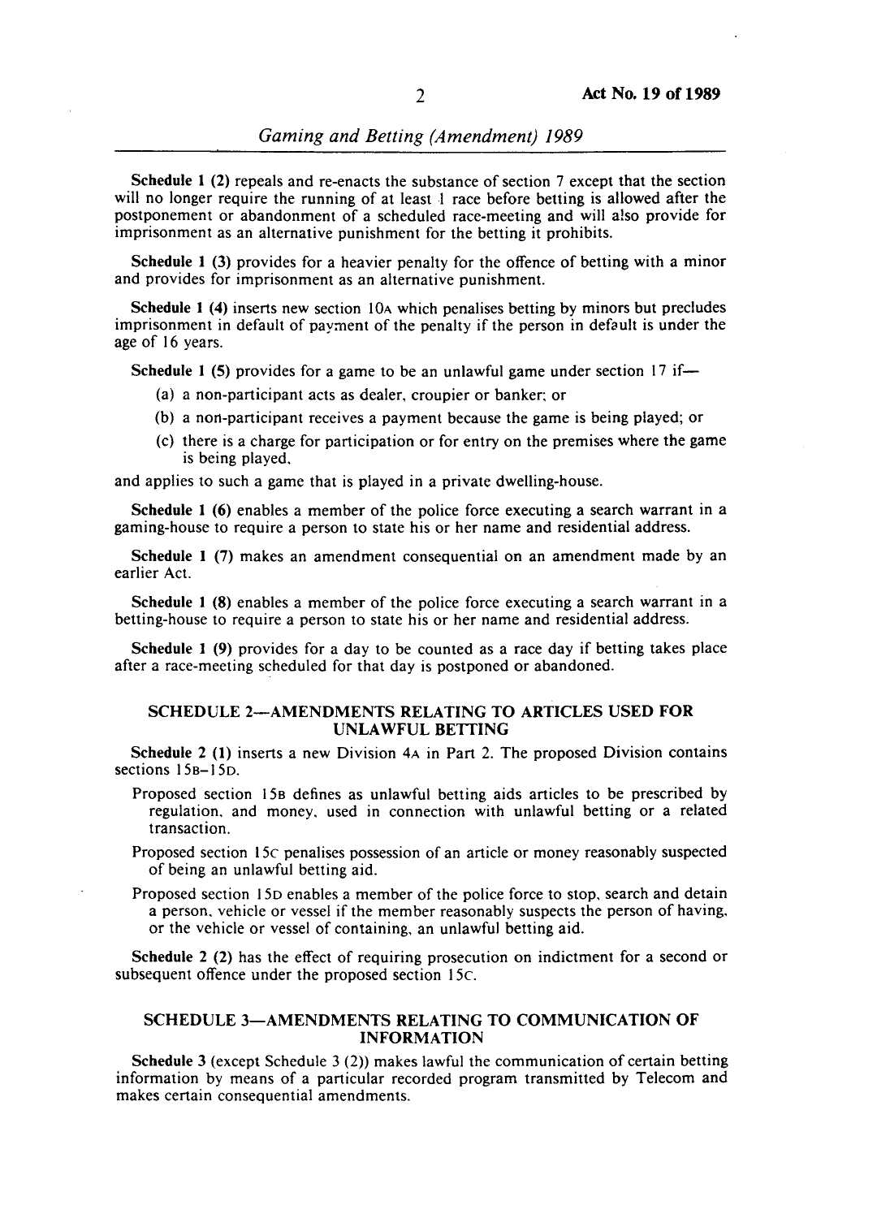**Schedule 1 (2)** repeals and re-enacts the substance of section 7 except that the section will no longer require the running of at least 1 race before betting is allowed after the postponement or abandonment of a scheduled race-meeting and will also provide for imprisonment as an alternative punishment for the betting it prohibits.

**Schedule 1 (3)** provides for a heavier penalty for the offence of betting with a minor and provides for imprisonment as an alternative punishment.

**Schedule 1 (4)** inserts new section 10A which penalises betting by minors but precludes imprisonment in default of payment of the penalty if the person in default is under the age of 16 years.

**Schedule 1 (5)** provides for a game to be an unlawful game under section 17 if—

- (a) a non-participant acts as dealer, croupier or banker; or
- (b) a non-participant receives a payment because the game is being played; or
- (c) there is a charge for participation or for entry on the premises where the game is being played,

and applies to such a game that is played in a private dwelling-house.

**Schedule 1 (6)** enables a member of the police force executing a search warrant in a gaming-house to require a person to state his or her name and residential address.

**Schedule 1 (7)** makes an amendment consequential on an amendment made by an earlier Act.

**Schedule 1 (8)** enables a member of the police force executing a search warrant in a betting-house to require a person to state his or her name and residential address.

**Schedule 1 (9)** provides for a day to be counted as a race day if betting takes place after a race-meeting scheduled for that day is postponed or abandoned.

## SCHEDULE 2—AMENDMENTS RELATING TO ARTICLES USED FOR UNLAWFUL BETTING

**Schedule 2 (1)** inserts a new Division 4A in Part 2. The proposed Division contains sections 15B–15D.

Proposed section 15B defines as unlawful betting aids articles to be prescribed by regulation, and money, used in connection with unlawful betting or a related transaction.

Proposed section 15C penalises possession of an article or money reasonably suspected of being an unlawful betting aid.

Proposed section 15D enables a member of the police force to stop, search and detain a person, vehicle or vessel if the member reasonably suspects the person of having, or the vehicle or vessel of containing, an unlawful betting aid.

**Schedule 2 (2)** has the effect of requiring prosecution on indictment for a second or subsequent offence under the proposed section 15C.

## SCHEDULE 3—AMENDMENTS RELATING TO COMMUNICATION OF INFORMATION

**Schedule 3** (except Schedule 3 (2)) makes lawful the communication of certain betting information by means of a particular recorded program transmitted by Telecom and makes certain consequential amendments.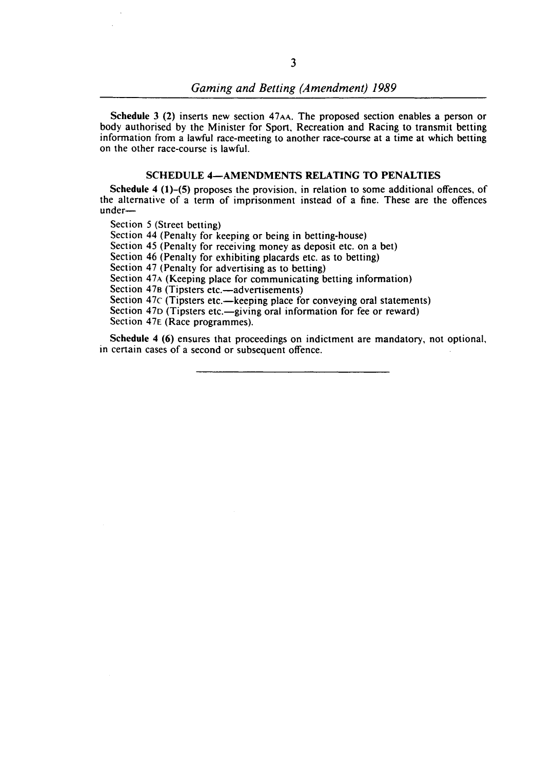**Schedule 3 (2)** inserts new section 47AA. The proposed section enables a person or body authorised by the Minister for Sport, Recreation and Racing to transmit betting information from a lawful race-meeting to another race-course at a time at which betting on the other race-course is lawful.

## SCHEDULE 4—AMENDMENTS RELATING TO PENALTIES

**Schedule 4 (1)–(5)** proposes the provision, in relation to some additional offences, of the alternative of a term of imprisonment instead of a fine. These are the offences under—

Section 5 (Street betting)
Section 44 (Penalty for keeping or being in betting-house)
Section 45 (Penalty for receiving money as deposit etc. on a bet)
Section 46 (Penalty for exhibiting placards etc. as to betting)
Section 47 (Penalty for advertising as to betting)
Section 47A (Keeping place for communicating betting information)
Section 47B (Tipsters etc.—advertisements)
Section 47C (Tipsters etc.—keeping place for conveying oral statements)
Section 47D (Tipsters etc.—giving oral information for fee or reward)
Section 47E (Race programmes).

**Schedule 4 (6)** ensures that proceedings on indictment are mandatory, not optional, in certain cases of a second or subsequent offence.